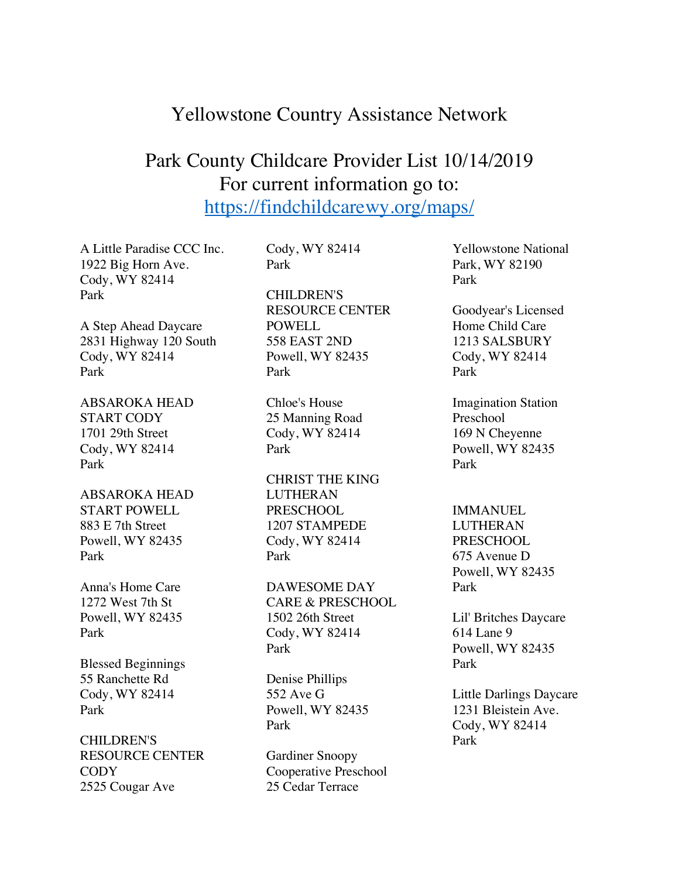# Yellowstone Country Assistance Network

## Park County Childcare Provider List 10/14/2019
## For current information go to:
## https://findchildcarewy.org/maps/

A Little Paradise CCC Inc.
1922 Big Horn Ave.
Cody, WY 82414
Park

A Step Ahead Daycare
2831 Highway 120 South
Cody, WY 82414
Park

ABSAROKA HEAD START CODY
1701 29th Street
Cody, WY 82414
Park

ABSAROKA HEAD START POWELL
883 E 7th Street
Powell, WY 82435
Park

Anna's Home Care
1272 West 7th St
Powell, WY 82435
Park

Blessed Beginnings
55 Ranchette Rd
Cody, WY 82414
Park

CHILDREN'S RESOURCE CENTER CODY
2525 Cougar Ave
Cody, WY 82414
Park

CHILDREN'S RESOURCE CENTER POWELL
558 EAST 2ND
Powell, WY 82435
Park

Chloe's House
25 Manning Road
Cody, WY 82414
Park

CHRIST THE KING LUTHERAN PRESCHOOL
1207 STAMPEDE
Cody, WY 82414
Park

DAWESOME DAY CARE & PRESCHOOL
1502 26th Street
Cody, WY 82414
Park

Denise Phillips
552 Ave G
Powell, WY 82435
Park

Gardiner Snoopy Cooperative Preschool
25 Cedar Terrace
Yellowstone National Park, WY 82190
Park

Goodyear's Licensed Home Child Care
1213 SALSBURY
Cody, WY 82414
Park

Imagination Station Preschool
169 N Cheyenne
Powell, WY 82435
Park

IMMANUEL LUTHERAN PRESCHOOL
675 Avenue D
Powell, WY 82435
Park

Lil' Britches Daycare
614 Lane 9
Powell, WY 82435
Park

Little Darlings Daycare
1231 Bleistein Ave.
Cody, WY 82414
Park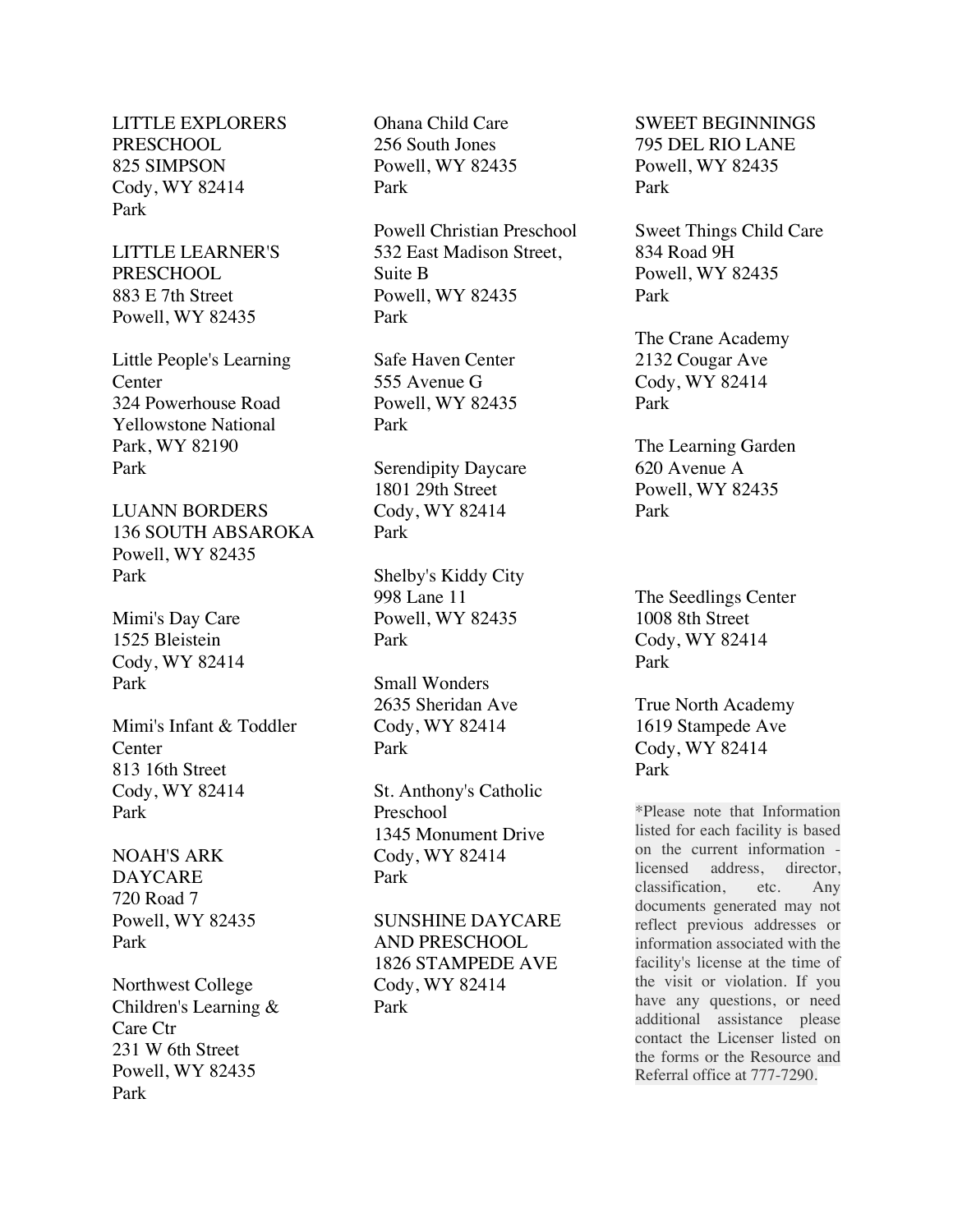LITTLE EXPLORERS PRESCHOOL
825 SIMPSON
Cody, WY 82414
Park

LITTLE LEARNER'S PRESCHOOL
883 E 7th Street
Powell, WY 82435

Little People's Learning Center
324 Powerhouse Road
Yellowstone National Park, WY 82190
Park

LUANN BORDERS
136 SOUTH ABSAROKA
Powell, WY 82435
Park

Mimi's Day Care
1525 Bleistein
Cody, WY 82414
Park

Mimi's Infant & Toddler Center
813 16th Street
Cody, WY 82414
Park

NOAH'S ARK DAYCARE
720 Road 7
Powell, WY 82435
Park

Northwest College Children's Learning & Care Ctr
231 W 6th Street
Powell, WY 82435
Park

Ohana Child Care
256 South Jones
Powell, WY 82435
Park

Powell Christian Preschool
532 East Madison Street, Suite B
Powell, WY 82435
Park

Safe Haven Center
555 Avenue G
Powell, WY 82435
Park

Serendipity Daycare
1801 29th Street
Cody, WY 82414
Park

Shelby's Kiddy City
998 Lane 11
Powell, WY 82435
Park

Small Wonders
2635 Sheridan Ave
Cody, WY 82414
Park

St. Anthony's Catholic Preschool
1345 Monument Drive
Cody, WY 82414
Park

SUNSHINE DAYCARE AND PRESCHOOL
1826 STAMPEDE AVE
Cody, WY 82414
Park

SWEET BEGINNINGS
795 DEL RIO LANE
Powell, WY 82435
Park

Sweet Things Child Care
834 Road 9H
Powell, WY 82435
Park

The Crane Academy
2132 Cougar Ave
Cody, WY 82414
Park

The Learning Garden
620 Avenue A
Powell, WY 82435
Park

The Seedlings Center
1008 8th Street
Cody, WY 82414
Park

True North Academy
1619 Stampede Ave
Cody, WY 82414
Park

*Please note that Information listed for each facility is based on the current information - licensed address, director, classification, etc. Any documents generated may not reflect previous addresses or information associated with the facility's license at the time of the visit or violation. If you have any questions, or need additional assistance please contact the Licenser listed on the forms or the Resource and Referral office at 777-7290.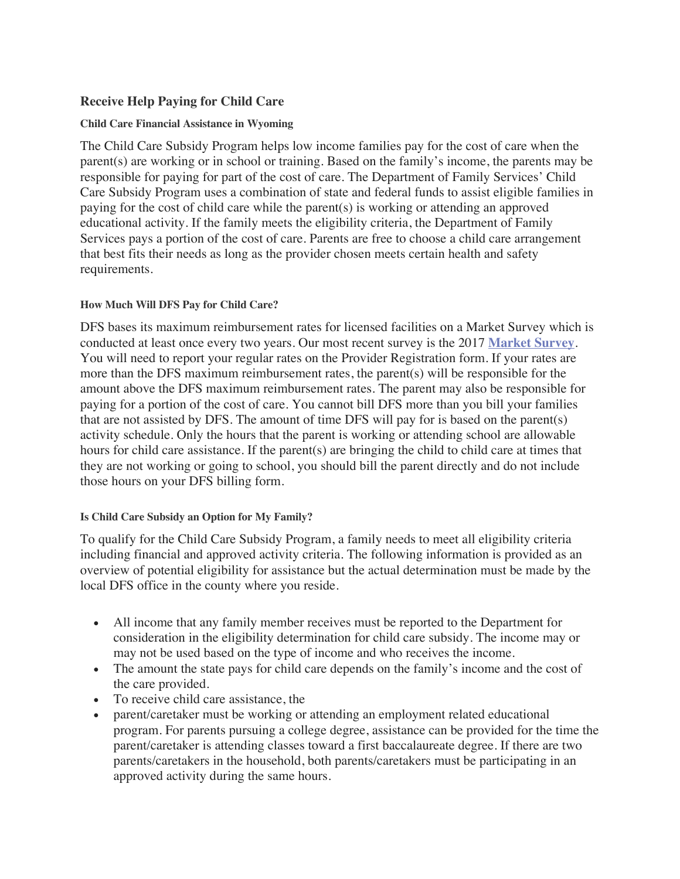## Receive Help Paying for Child Care

#### Child Care Financial Assistance in Wyoming

The Child Care Subsidy Program helps low income families pay for the cost of care when the parent(s) are working or in school or training. Based on the family's income, the parents may be responsible for paying for part of the cost of care. The Department of Family Services' Child Care Subsidy Program uses a combination of state and federal funds to assist eligible families in paying for the cost of child care while the parent(s) is working or attending an approved educational activity. If the family meets the eligibility criteria, the Department of Family Services pays a portion of the cost of care. Parents are free to choose a child care arrangement that best fits their needs as long as the provider chosen meets certain health and safety requirements.

#### How Much Will DFS Pay for Child Care?

DFS bases its maximum reimbursement rates for licensed facilities on a Market Survey which is conducted at least once every two years. Our most recent survey is the 2017 **Market Survey**. You will need to report your regular rates on the Provider Registration form. If your rates are more than the DFS maximum reimbursement rates, the parent(s) will be responsible for the amount above the DFS maximum reimbursement rates. The parent may also be responsible for paying for a portion of the cost of care. You cannot bill DFS more than you bill your families that are not assisted by DFS. The amount of time DFS will pay for is based on the parent(s) activity schedule. Only the hours that the parent is working or attending school are allowable hours for child care assistance. If the parent(s) are bringing the child to child care at times that they are not working or going to school, you should bill the parent directly and do not include those hours on your DFS billing form.

#### Is Child Care Subsidy an Option for My Family?

To qualify for the Child Care Subsidy Program, a family needs to meet all eligibility criteria including financial and approved activity criteria. The following information is provided as an overview of potential eligibility for assistance but the actual determination must be made by the local DFS office in the county where you reside.

- All income that any family member receives must be reported to the Department for consideration in the eligibility determination for child care subsidy. The income may or may not be used based on the type of income and who receives the income.
- The amount the state pays for child care depends on the family's income and the cost of the care provided.
- To receive child care assistance, the
- parent/caretaker must be working or attending an employment related educational program. For parents pursuing a college degree, assistance can be provided for the time the parent/caretaker is attending classes toward a first baccalaureate degree. If there are two parents/caretakers in the household, both parents/caretakers must be participating in an approved activity during the same hours.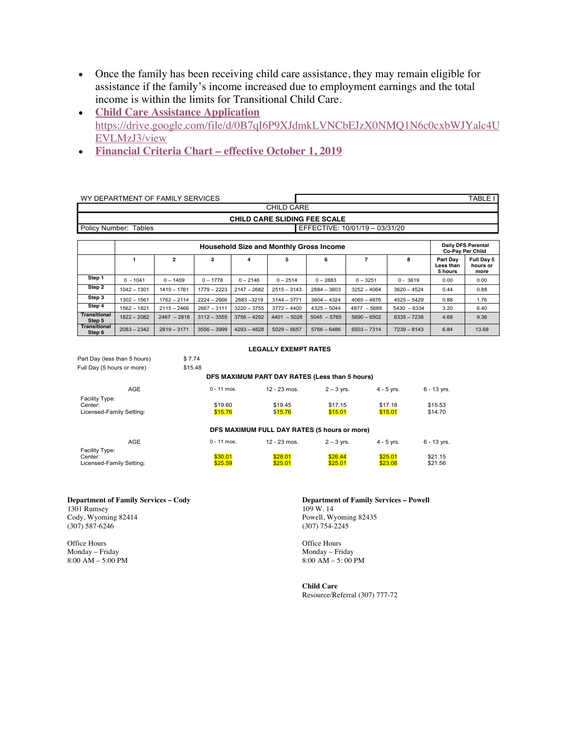- Once the family has been receiving child care assistance, they may remain eligible for assistance if the family's income increased due to employment earnings and the total income is within the limits for Transitional Child Care.
- **Child Care Assistance Application** https://drive.google.com/file/d/0B7qI6P9XJdmkLVNCbEJzX0NMQ1N6c0cxbWJYalc4UEVLMzJ3/view
- **Financial Criteria Chart – effective October 1, 2019**

| WY DEPARTMENT OF FAMILY SERVICES | TABLE I |
|---|---|
| CHILD CARE | |
| **CHILD CARE SLIDING FEE SCALE** | |
| Policy Number: Tables | EFFECTIVE: 10/01/19 – 03/31/20 |

| | **Household Size and Monthly Gross Income** | | | | | | | | **Daily DFS Parental Co-Pay Per Child** | |
|---|---|---|---|---|---|---|---|---|---|---|
| | **1** | **2** | **3** | **4** | **5** | **6** | **7** | **8** | **Part Day Less than 5 hours** | **Full Day 5 hours or more** |
| **Step 1** | 0 - 1041 | 0 – 1409 | 0 – 1778 | 0 – 2146 | 0 – 2514 | 0 – 2883 | 0 – 3251 | 0 - 3619 | 0.00 | 0.00 |
| **Step 2** | 1042 – 1301 | 1410 – 1761 | 1779 – 2223 | 2147 – 2682 | 2515 – 3143 | 2884 – 3603 | 3252 – 4064 | 3620 – 4524 | 0.44 | 0.88 |
| **Step 3** | 1302 – 1561 | 1762 – 2114 | 2224 – 2666 | 2683 –3219 | 3144 – 3771 | 3604 – 4324 | 4065 – 4876 | 4525 – 5429 | 0.88 | 1.76 |
| **Step 4** | 1562 – 1821 | 2115 – 2466 | 2667 – 3111 | 3220 – 3755 | 3772 – 4400 | 4325 – 5044 | 4877 – 5689 | 5430 – 6334 | 3.20 | 6.40 |
| **Transitional Step 5** | 1822 – 2082 | 2467 – 2818 | 3112 – 3555 | 3756 – 4292 | 4401 – 5028 | 5045 – 5765 | 5690 – 6502 | 6335 – 7238 | 4.68 | 9.36 |
| **Transitional Step 6** | 2083 – 2342 | 2819 – 3171 | 3556 – 3999 | 4293 – 4828 | 5029 – 5657 | 5766 – 6486 | 6503 – 7314 | 7239 – 8143 | 6.84 | 13.68 |

**LEGALLY EXEMPT RATES**

| | |
|---|---|
| Part Day (less than 5 hours) | $ 7.74 |
| Full Day (5 hours or more) | $15.48 |

**DFS MAXIMUM PART DAY RATES (Less than 5 hours)**

| AGE | 0 - 11 mos. | 12 - 23 mos. | 2 – 3 yrs. | 4 - 5 yrs. | 6 - 13 yrs. |
|---|---|---|---|---|---|
| Facility Type: | | | | | |
| Center: | $19.60 | $19.45 | $17.15 | $17.18 | $15.53 |
| Licensed-Family Setting: | $15.76 | $15.76 | $15.01 | $15.01 | $14.70 |

**DFS MAXIMUM FULL DAY RATES (5 hours or more)**

| AGE | 0 - 11 mos. | 12 - 23 mos. | 2 – 3 yrs. | 4 - 5 yrs. | 6 - 13 yrs. |
|---|---|---|---|---|---|
| Facility Type: | | | | | |
| Center: | $30.01 | $28.01 | $26.44 | $25.01 | $21.15 |
| Licensed-Family Setting: | $25.59 | $25.01 | $25.01 | $23.08 | $21.56 |

**Department of Family Services – Cody**
1301 Rumsey
Cody, Wyoming 82414
(307) 587-6246

Office Hours
Monday – Friday
8:00 AM – 5:00 PM

**Department of Family Services – Powell**
109 W. 14
Powell, Wyoming 82435
(307) 754-2245

Office Hours
Monday – Friday
8:00 AM – 5: 00 PM

**Child Care**
Resource/Referral (307) 777-72